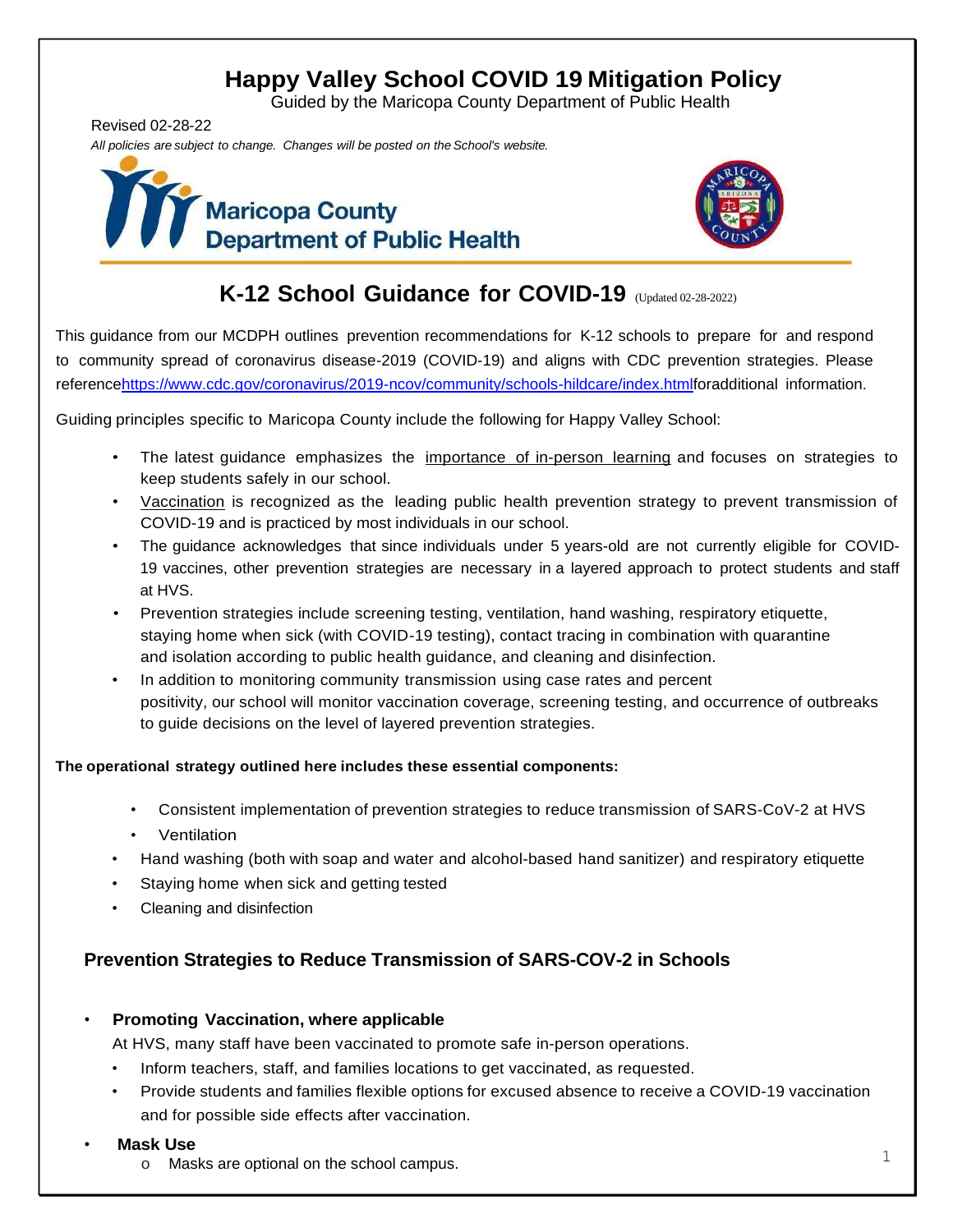# Happy Valley School COVID 19 Mitigation Policy

Guided by the Maricopa County Department of Public Health

Revised 02-28-22

*All policies are subject to change. Changes will be posted on the School's website.*

Maricopa County Department of Public Health

## K-12 School Guidance for COVID-19 (Updated 02-28-2022)

This guidance from our MCDPH outlines prevention recommendations for K-12 schools to prepare for and respond to community spread of coronavirus disease-2019 (COVID-19) and aligns with CDC prevention strategies. Please referencehttps://www.cdc.gov/coronavirus/2019-ncov/community/schools-hildcare/index.htmlforadditional information.

Guiding principles specific to Maricopa County include the following for Happy Valley School:

- The latest guidance emphasizes the importance of in-person learning and focuses on strategies to keep students safely in our school.
- Vaccination is recognized as the leading public health prevention strategy to prevent transmission of COVID-19 and is practiced by most individuals in our school.
- The guidance acknowledges that since individuals under 5 years-old are not currently eligible for COVID-19 vaccines, other prevention strategies are necessary in a layered approach to protect students and staff at HVS.
- Prevention strategies include screening testing, ventilation, hand washing, respiratory etiquette, staying home when sick (with COVID-19 testing), contact tracing in combination with quarantine and isolation according to public health guidance, and cleaning and disinfection.
- In addition to monitoring community transmission using case rates and percent positivity, our school will monitor vaccination coverage, screening testing, and occurrence of outbreaks to guide decisions on the level of layered prevention strategies.

**The operational strategy outlined here includes these essential components:**

- Consistent implementation of prevention strategies to reduce transmission of SARS-CoV-2 at HVS
- Ventilation
- Hand washing (both with soap and water and alcohol-based hand sanitizer) and respiratory etiquette
- Staying home when sick and getting tested
- Cleaning and disinfection

### Prevention Strategies to Reduce Transmission of SARS-COV-2 in Schools

- **Promoting Vaccination, where applicable**

  At HVS, many staff have been vaccinated to promote safe in-person operations.
  - Inform teachers, staff, and families locations to get vaccinated, as requested.
  - Provide students and families flexible options for excused absence to receive a COVID-19 vaccination and for possible side effects after vaccination.
- **Mask Use**
  - Masks are optional on the school campus.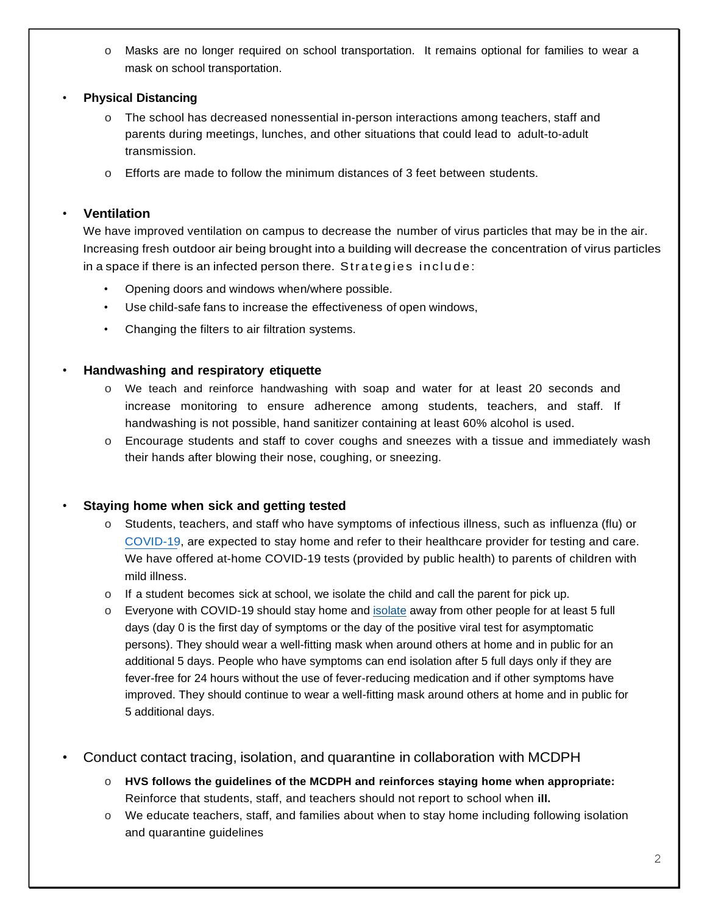- Masks are no longer required on school transportation. It remains optional for families to wear a mask on school transportation.

- **Physical Distancing**
  - The school has decreased nonessential in-person interactions among teachers, staff and parents during meetings, lunches, and other situations that could lead to adult-to-adult transmission.
  - Efforts are made to follow the minimum distances of 3 feet between students.

- **Ventilation**

  We have improved ventilation on campus to decrease the number of virus particles that may be in the air. Increasing fresh outdoor air being brought into a building will decrease the concentration of virus particles in a space if there is an infected person there. Strategies include:

  - Opening doors and windows when/where possible.
  - Use child-safe fans to increase the effectiveness of open windows,
  - Changing the filters to air filtration systems.

- **Handwashing and respiratory etiquette**
  - We teach and reinforce handwashing with soap and water for at least 20 seconds and increase monitoring to ensure adherence among students, teachers, and staff. If handwashing is not possible, hand sanitizer containing at least 60% alcohol is used.
  - Encourage students and staff to cover coughs and sneezes with a tissue and immediately wash their hands after blowing their nose, coughing, or sneezing.

- **Staying home when sick and getting tested**
  - Students, teachers, and staff who have symptoms of infectious illness, such as influenza (flu) or COVID-19, are expected to stay home and refer to their healthcare provider for testing and care. We have offered at-home COVID-19 tests (provided by public health) to parents of children with mild illness.
  - If a student becomes sick at school, we isolate the child and call the parent for pick up.
  - Everyone with COVID-19 should stay home and isolate away from other people for at least 5 full days (day 0 is the first day of symptoms or the day of the positive viral test for asymptomatic persons). They should wear a well-fitting mask when around others at home and in public for an additional 5 days. People who have symptoms can end isolation after 5 full days only if they are fever-free for 24 hours without the use of fever-reducing medication and if other symptoms have improved. They should continue to wear a well-fitting mask around others at home and in public for 5 additional days.

- Conduct contact tracing, isolation, and quarantine in collaboration with MCDPH
  - **HVS follows the guidelines of the MCDPH and reinforces staying home when appropriate:** Reinforce that students, staff, and teachers should not report to school when **ill.**
  - We educate teachers, staff, and families about when to stay home including following isolation and quarantine guidelines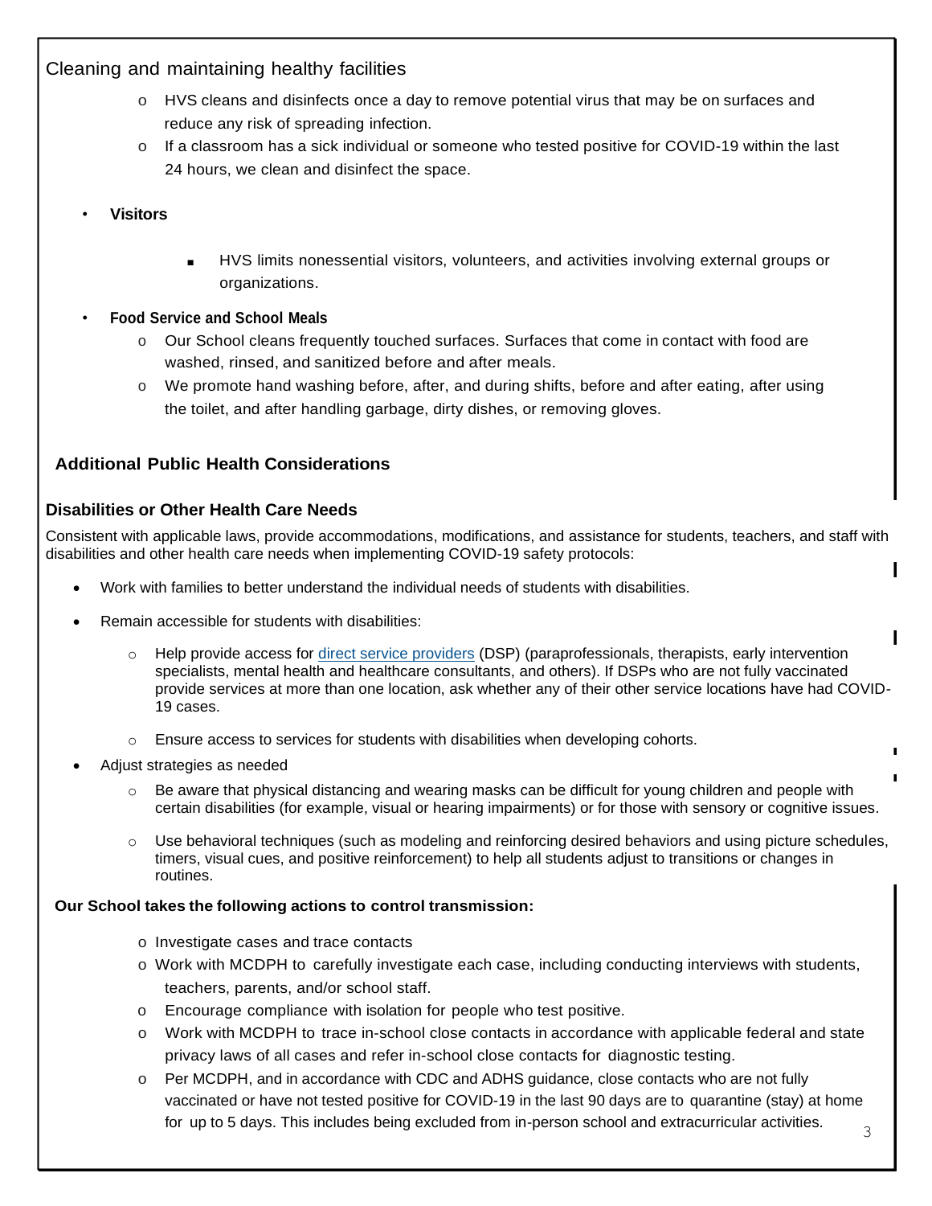Cleaning and maintaining healthy facilities

- HVS cleans and disinfects once a day to remove potential virus that may be on surfaces and reduce any risk of spreading infection.
- If a classroom has a sick individual or someone who tested positive for COVID-19 within the last 24 hours, we clean and disinfect the space.

- **Visitors**
  - HVS limits nonessential visitors, volunteers, and activities involving external groups or organizations.

- **Food Service and School Meals**
  - Our School cleans frequently touched surfaces. Surfaces that come in contact with food are washed, rinsed, and sanitized before and after meals.
  - We promote hand washing before, after, and during shifts, before and after eating, after using the toilet, and after handling garbage, dirty dishes, or removing gloves.

## Additional Public Health Considerations

### Disabilities or Other Health Care Needs

Consistent with applicable laws, provide accommodations, modifications, and assistance for students, teachers, and staff with disabilities and other health care needs when implementing COVID-19 safety protocols:

- Work with families to better understand the individual needs of students with disabilities.
- Remain accessible for students with disabilities:
  - Help provide access for direct service providers (DSP) (paraprofessionals, therapists, early intervention specialists, mental health and healthcare consultants, and others). If DSPs who are not fully vaccinated provide services at more than one location, ask whether any of their other service locations have had COVID-19 cases.
  - Ensure access to services for students with disabilities when developing cohorts.
- Adjust strategies as needed
  - Be aware that physical distancing and wearing masks can be difficult for young children and people with certain disabilities (for example, visual or hearing impairments) or for those with sensory or cognitive issues.
  - Use behavioral techniques (such as modeling and reinforcing desired behaviors and using picture schedules, timers, visual cues, and positive reinforcement) to help all students adjust to transitions or changes in routines.

**Our School takes the following actions to control transmission:**

- Investigate cases and trace contacts
- Work with MCDPH to carefully investigate each case, including conducting interviews with students, teachers, parents, and/or school staff.
- Encourage compliance with isolation for people who test positive.
- Work with MCDPH to trace in-school close contacts in accordance with applicable federal and state privacy laws of all cases and refer in-school close contacts for diagnostic testing.
- Per MCDPH, and in accordance with CDC and ADHS guidance, close contacts who are not fully vaccinated or have not tested positive for COVID-19 in the last 90 days are to quarantine (stay) at home for up to 5 days. This includes being excluded from in-person school and extracurricular activities.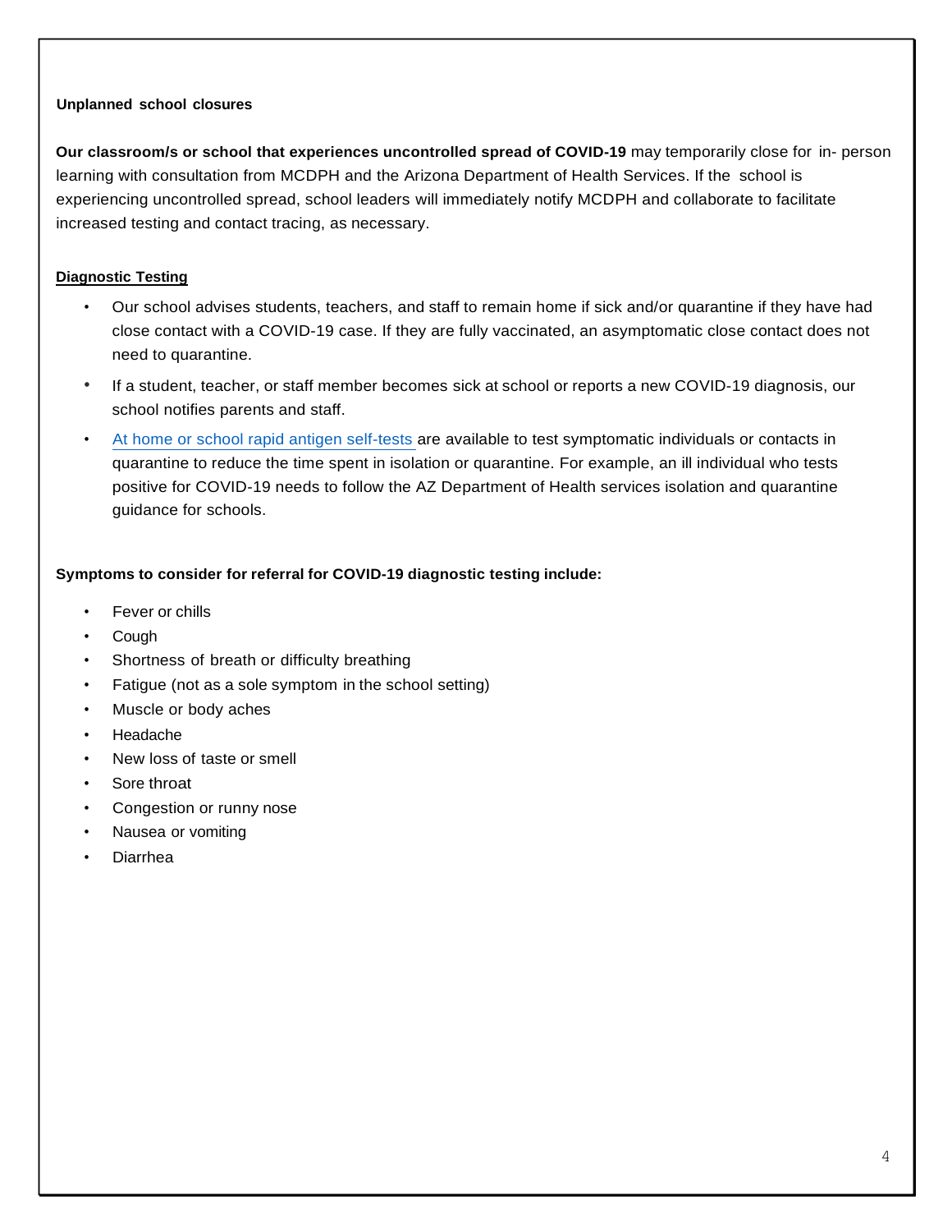**Unplanned school closures**

**Our classroom/s or school that experiences uncontrolled spread of COVID-19** may temporarily close for in- person learning with consultation from MCDPH and the Arizona Department of Health Services. If the school is experiencing uncontrolled spread, school leaders will immediately notify MCDPH and collaborate to facilitate increased testing and contact tracing, as necessary.

**Diagnostic Testing**

- Our school advises students, teachers, and staff to remain home if sick and/or quarantine if they have had close contact with a COVID-19 case. If they are fully vaccinated, an asymptomatic close contact does not need to quarantine.
- If a student, teacher, or staff member becomes sick at school or reports a new COVID-19 diagnosis, our school notifies parents and staff.
- At home or school rapid antigen self-tests are available to test symptomatic individuals or contacts in quarantine to reduce the time spent in isolation or quarantine. For example, an ill individual who tests positive for COVID-19 needs to follow the AZ Department of Health services isolation and quarantine guidance for schools.

**Symptoms to consider for referral for COVID-19 diagnostic testing include:**

- Fever or chills
- Cough
- Shortness of breath or difficulty breathing
- Fatigue (not as a sole symptom in the school setting)
- Muscle or body aches
- Headache
- New loss of taste or smell
- Sore throat
- Congestion or runny nose
- Nausea or vomiting
- Diarrhea